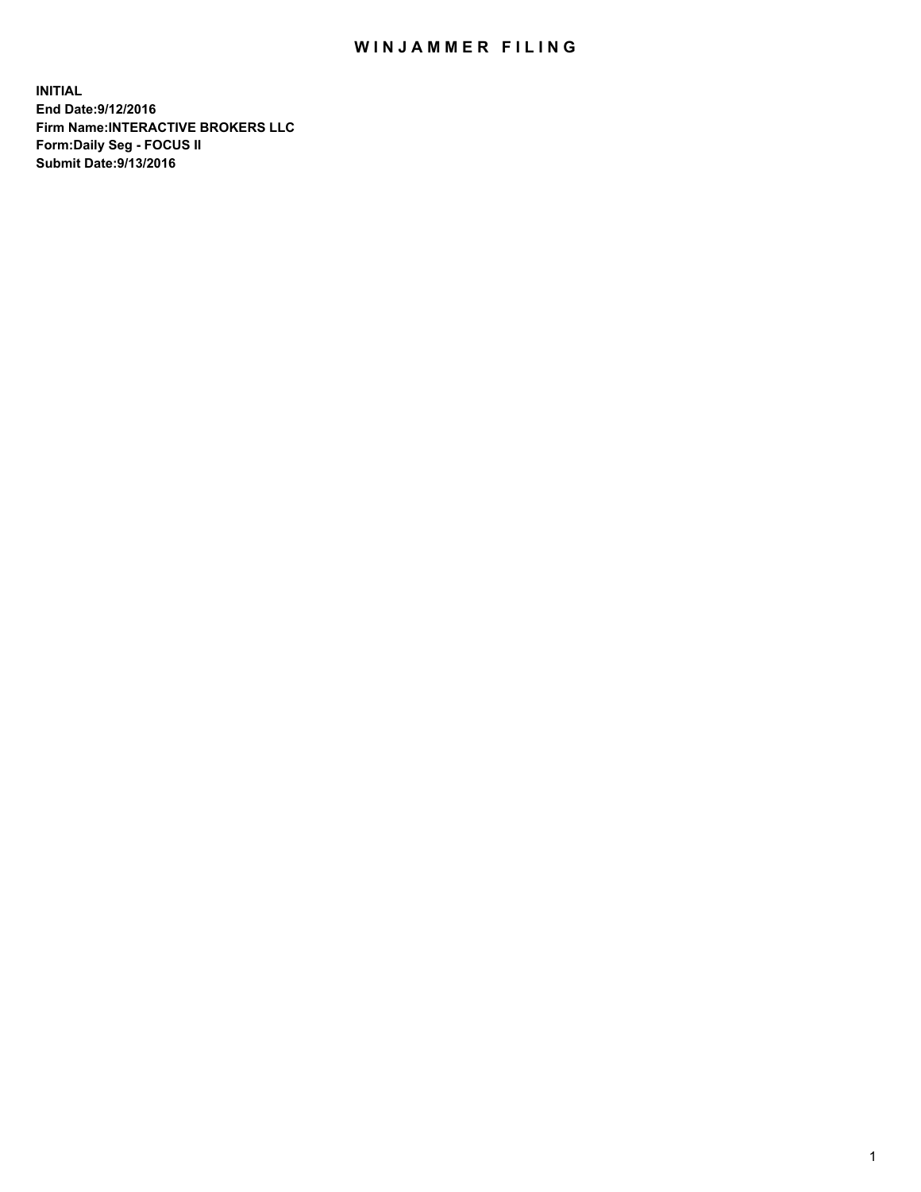# WINJAMMER FILING

**INITIAL**
**End Date:9/12/2016**
**Firm Name:INTERACTIVE BROKERS LLC**
**Form:Daily Seg - FOCUS II**
**Submit Date:9/13/2016**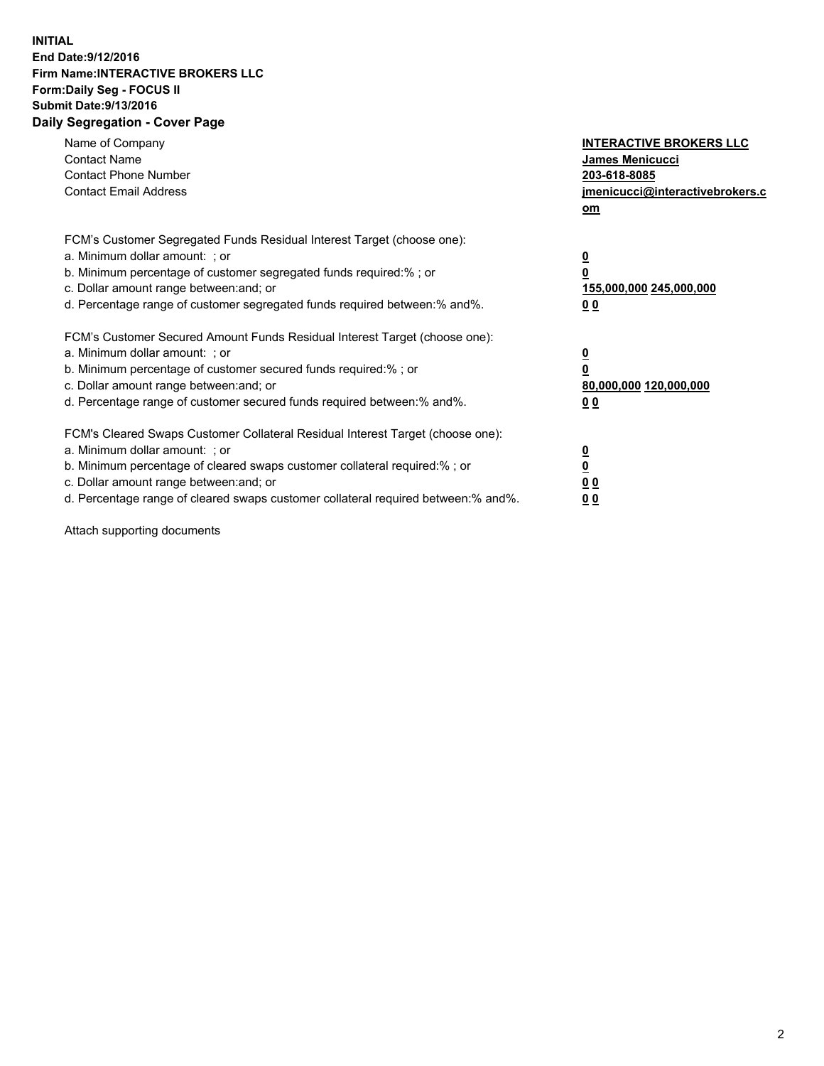**INITIAL**
**End Date:9/12/2016**
**Firm Name:INTERACTIVE BROKERS LLC**
**Form:Daily Seg - FOCUS II**
**Submit Date:9/13/2016**

## Daily Segregation - Cover Page

| | |
|---|---|
| Name of Company | **INTERACTIVE BROKERS LLC** |
| Contact Name | **James Menicucci** |
| Contact Phone Number | **203-618-8085** |
| Contact Email Address | **jmenicucci@interactivebrokers.com** |

FCM's Customer Segregated Funds Residual Interest Target (choose one):

| | |
|---|---|
| a. Minimum dollar amount: ; or | **0** |
| b. Minimum percentage of customer segregated funds required:% ; or | **0** |
| c. Dollar amount range between:and; or | **155,000,000 245,000,000** |
| d. Percentage range of customer segregated funds required between:% and%. | **0 0** |

FCM's Customer Secured Amount Funds Residual Interest Target (choose one):

| | |
|---|---|
| a. Minimum dollar amount: ; or | **0** |
| b. Minimum percentage of customer secured funds required:% ; or | **0** |
| c. Dollar amount range between:and; or | **80,000,000 120,000,000** |
| d. Percentage range of customer secured funds required between:% and%. | **0 0** |

FCM's Cleared Swaps Customer Collateral Residual Interest Target (choose one):

| | |
|---|---|
| a. Minimum dollar amount: ; or | **0** |
| b. Minimum percentage of cleared swaps customer collateral required:% ; or | **0** |
| c. Dollar amount range between:and; or | **0 0** |
| d. Percentage range of cleared swaps customer collateral required between:% and%. | **0 0** |

Attach supporting documents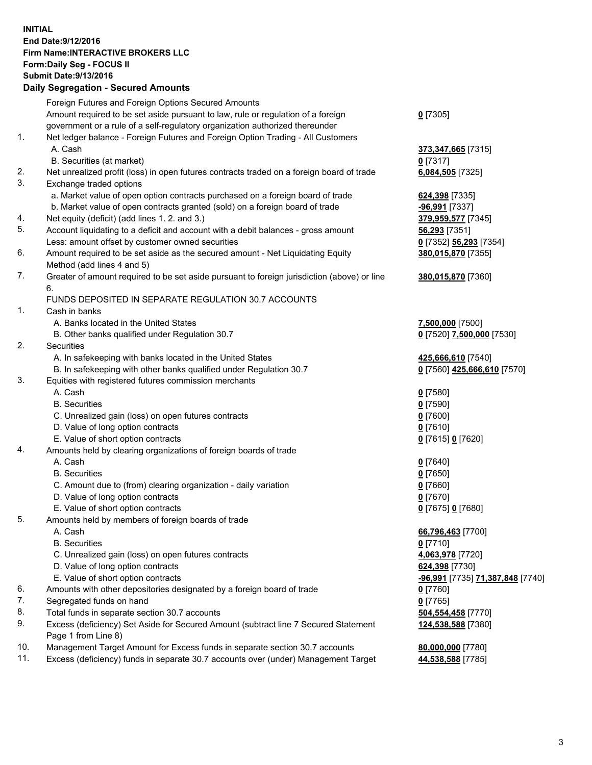**INITIAL**
**End Date:9/12/2016**
**Firm Name:INTERACTIVE BROKERS LLC**
**Form:Daily Seg - FOCUS II**
**Submit Date:9/13/2016**

## Daily Segregation - Secured Amounts

| | | |
|---|---|---|
| | Foreign Futures and Foreign Options Secured Amounts | |
| | Amount required to be set aside pursuant to law, rule or regulation of a foreign government or a rule of a self-regulatory organization authorized thereunder | **0** [7305] |
| 1. | Net ledger balance - Foreign Futures and Foreign Option Trading - All Customers | |
| | A. Cash | **373,347,665** [7315] |
| | B. Securities (at market) | **0** [7317] |
| 2. | Net unrealized profit (loss) in open futures contracts traded on a foreign board of trade | **6,084,505** [7325] |
| 3. | Exchange traded options | |
| | a. Market value of open option contracts purchased on a foreign board of trade | **624,398** [7335] |
| | b. Market value of open contracts granted (sold) on a foreign board of trade | **-96,991** [7337] |
| 4. | Net equity (deficit) (add lines 1. 2. and 3.) | **379,959,577** [7345] |
| 5. | Account liquidating to a deficit and account with a debit balances - gross amount | **56,293** [7351] |
| | Less: amount offset by customer owned securities | **0** [7352] **56,293** [7354] |
| 6. | Amount required to be set aside as the secured amount - Net Liquidating Equity Method (add lines 4 and 5) | **380,015,870** [7355] |
| 7. | Greater of amount required to be set aside pursuant to foreign jurisdiction (above) or line 6. | **380,015,870** [7360] |
| | FUNDS DEPOSITED IN SEPARATE REGULATION 30.7 ACCOUNTS | |
| 1. | Cash in banks | |
| | A. Banks located in the United States | **7,500,000** [7500] |
| | B. Other banks qualified under Regulation 30.7 | **0** [7520] **7,500,000** [7530] |
| 2. | Securities | |
| | A. In safekeeping with banks located in the United States | **425,666,610** [7540] |
| | B. In safekeeping with other banks qualified under Regulation 30.7 | **0** [7560] **425,666,610** [7570] |
| 3. | Equities with registered futures commission merchants | |
| | A. Cash | **0** [7580] |
| | B. Securities | **0** [7590] |
| | C. Unrealized gain (loss) on open futures contracts | **0** [7600] |
| | D. Value of long option contracts | **0** [7610] |
| | E. Value of short option contracts | **0** [7615] **0** [7620] |
| 4. | Amounts held by clearing organizations of foreign boards of trade | |
| | A. Cash | **0** [7640] |
| | B. Securities | **0** [7650] |
| | C. Amount due to (from) clearing organization - daily variation | **0** [7660] |
| | D. Value of long option contracts | **0** [7670] |
| | E. Value of short option contracts | **0** [7675] **0** [7680] |
| 5. | Amounts held by members of foreign boards of trade | |
| | A. Cash | **66,796,463** [7700] |
| | B. Securities | **0** [7710] |
| | C. Unrealized gain (loss) on open futures contracts | **4,063,978** [7720] |
| | D. Value of long option contracts | **624,398** [7730] |
| | E. Value of short option contracts | **-96,991** [7735] **71,387,848** [7740] |
| 6. | Amounts with other depositories designated by a foreign board of trade | **0** [7760] |
| 7. | Segregated funds on hand | **0** [7765] |
| 8. | Total funds in separate section 30.7 accounts | **504,554,458** [7770] |
| 9. | Excess (deficiency) Set Aside for Secured Amount (subtract line 7 Secured Statement Page 1 from Line 8) | **124,538,588** [7380] |
| 10. | Management Target Amount for Excess funds in separate section 30.7 accounts | **80,000,000** [7780] |
| 11. | Excess (deficiency) funds in separate 30.7 accounts over (under) Management Target | **44,538,588** [7785] |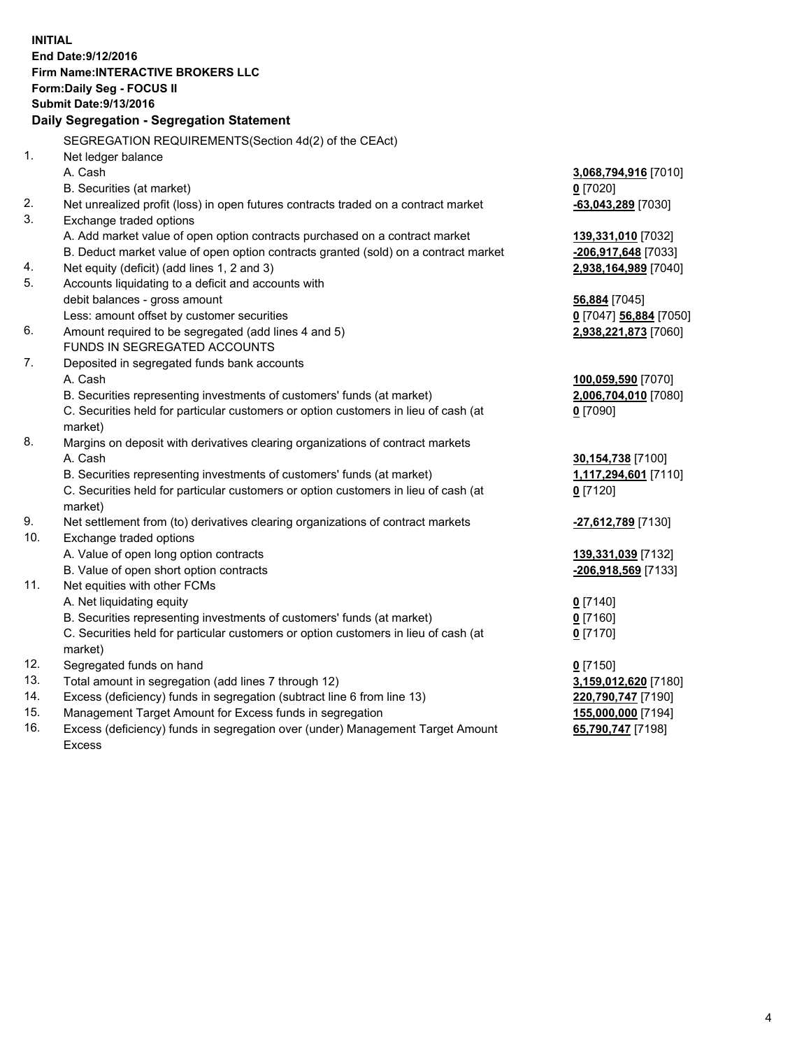**INITIAL**
**End Date:9/12/2016**
**Firm Name:INTERACTIVE BROKERS LLC**
**Form:Daily Seg - FOCUS II**
**Submit Date:9/13/2016**

### Daily Segregation - Segregation Statement

| | | |
|---|---|---|
| | SEGREGATION REQUIREMENTS(Section 4d(2) of the CEAct) | |
| 1. | Net ledger balance | |
| | A. Cash | **3,068,794,916** [7010] |
| | B. Securities (at market) | **0** [7020] |
| 2. | Net unrealized profit (loss) in open futures contracts traded on a contract market | **-63,043,289** [7030] |
| 3. | Exchange traded options | |
| | A. Add market value of open option contracts purchased on a contract market | **139,331,010** [7032] |
| | B. Deduct market value of open option contracts granted (sold) on a contract market | **-206,917,648** [7033] |
| 4. | Net equity (deficit) (add lines 1, 2 and 3) | **2,938,164,989** [7040] |
| 5. | Accounts liquidating to a deficit and accounts with debit balances - gross amount | **56,884** [7045] |
| | Less: amount offset by customer securities | **0** [7047] **56,884** [7050] |
| 6. | Amount required to be segregated (add lines 4 and 5) | **2,938,221,873** [7060] |
| | FUNDS IN SEGREGATED ACCOUNTS | |
| 7. | Deposited in segregated funds bank accounts | |
| | A. Cash | **100,059,590** [7070] |
| | B. Securities representing investments of customers' funds (at market) | **2,006,704,010** [7080] |
| | C. Securities held for particular customers or option customers in lieu of cash (at market) | **0** [7090] |
| 8. | Margins on deposit with derivatives clearing organizations of contract markets | |
| | A. Cash | **30,154,738** [7100] |
| | B. Securities representing investments of customers' funds (at market) | **1,117,294,601** [7110] |
| | C. Securities held for particular customers or option customers in lieu of cash (at market) | **0** [7120] |
| 9. | Net settlement from (to) derivatives clearing organizations of contract markets | **-27,612,789** [7130] |
| 10. | Exchange traded options | |
| | A. Value of open long option contracts | **139,331,039** [7132] |
| | B. Value of open short option contracts | **-206,918,569** [7133] |
| 11. | Net equities with other FCMs | |
| | A. Net liquidating equity | **0** [7140] |
| | B. Securities representing investments of customers' funds (at market) | **0** [7160] |
| | C. Securities held for particular customers or option customers in lieu of cash (at market) | **0** [7170] |
| 12. | Segregated funds on hand | **0** [7150] |
| 13. | Total amount in segregation (add lines 7 through 12) | **3,159,012,620** [7180] |
| 14. | Excess (deficiency) funds in segregation (subtract line 6 from line 13) | **220,790,747** [7190] |
| 15. | Management Target Amount for Excess funds in segregation | **155,000,000** [7194] |
| 16. | Excess (deficiency) funds in segregation over (under) Management Target Amount Excess | **65,790,747** [7198] |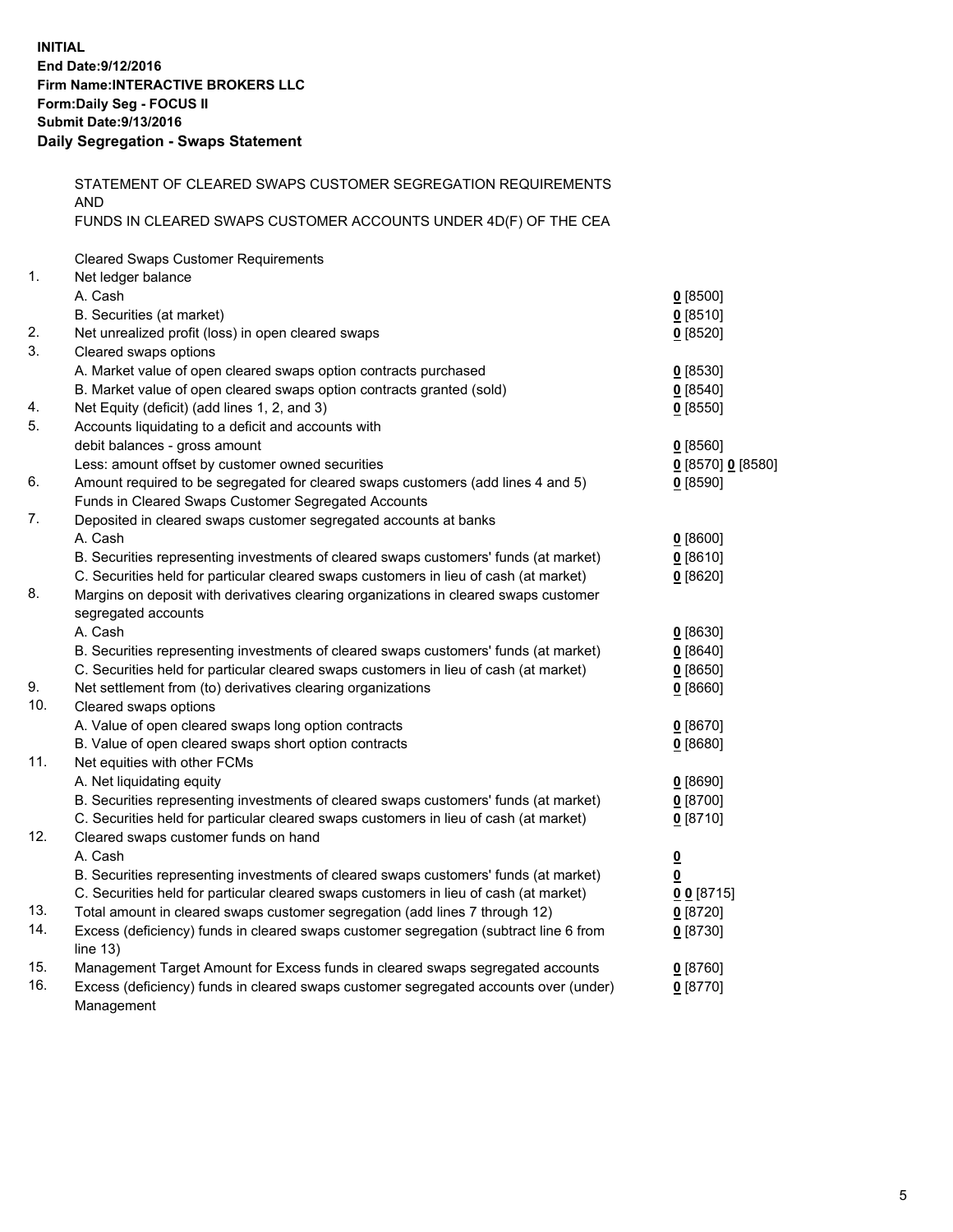**INITIAL**
**End Date:9/12/2016**
**Firm Name:INTERACTIVE BROKERS LLC**
**Form:Daily Seg - FOCUS II**
**Submit Date:9/13/2016**
**Daily Segregation - Swaps Statement**

STATEMENT OF CLEARED SWAPS CUSTOMER SEGREGATION REQUIREMENTS
AND
FUNDS IN CLEARED SWAPS CUSTOMER ACCOUNTS UNDER 4D(F) OF THE CEA

| | | |
|---|---|---|
| | Cleared Swaps Customer Requirements | |
| 1. | Net ledger balance | |
| | A. Cash | 0 [8500] |
| | B. Securities (at market) | 0 [8510] |
| 2. | Net unrealized profit (loss) in open cleared swaps | 0 [8520] |
| 3. | Cleared swaps options | |
| | A. Market value of open cleared swaps option contracts purchased | 0 [8530] |
| | B. Market value of open cleared swaps option contracts granted (sold) | 0 [8540] |
| 4. | Net Equity (deficit) (add lines 1, 2, and 3) | 0 [8550] |
| 5. | Accounts liquidating to a deficit and accounts with | |
| | debit balances - gross amount | 0 [8560] |
| | Less: amount offset by customer owned securities | 0 [8570] 0 [8580] |
| 6. | Amount required to be segregated for cleared swaps customers (add lines 4 and 5) | 0 [8590] |
| | Funds in Cleared Swaps Customer Segregated Accounts | |
| 7. | Deposited in cleared swaps customer segregated accounts at banks | |
| | A. Cash | 0 [8600] |
| | B. Securities representing investments of cleared swaps customers' funds (at market) | 0 [8610] |
| | C. Securities held for particular cleared swaps customers in lieu of cash (at market) | 0 [8620] |
| 8. | Margins on deposit with derivatives clearing organizations in cleared swaps customer segregated accounts | |
| | A. Cash | 0 [8630] |
| | B. Securities representing investments of cleared swaps customers' funds (at market) | 0 [8640] |
| | C. Securities held for particular cleared swaps customers in lieu of cash (at market) | 0 [8650] |
| 9. | Net settlement from (to) derivatives clearing organizations | 0 [8660] |
| 10. | Cleared swaps options | |
| | A. Value of open cleared swaps long option contracts | 0 [8670] |
| | B. Value of open cleared swaps short option contracts | 0 [8680] |
| 11. | Net equities with other FCMs | |
| | A. Net liquidating equity | 0 [8690] |
| | B. Securities representing investments of cleared swaps customers' funds (at market) | 0 [8700] |
| | C. Securities held for particular cleared swaps customers in lieu of cash (at market) | 0 [8710] |
| 12. | Cleared swaps customer funds on hand | |
| | A. Cash | 0 |
| | B. Securities representing investments of cleared swaps customers' funds (at market) | 0 |
| | C. Securities held for particular cleared swaps customers in lieu of cash (at market) | 0 0 [8715] |
| 13. | Total amount in cleared swaps customer segregation (add lines 7 through 12) | 0 [8720] |
| 14. | Excess (deficiency) funds in cleared swaps customer segregation (subtract line 6 from line 13) | 0 [8730] |
| 15. | Management Target Amount for Excess funds in cleared swaps segregated accounts | 0 [8760] |
| 16. | Excess (deficiency) funds in cleared swaps customer segregated accounts over (under) Management | 0 [8770] |